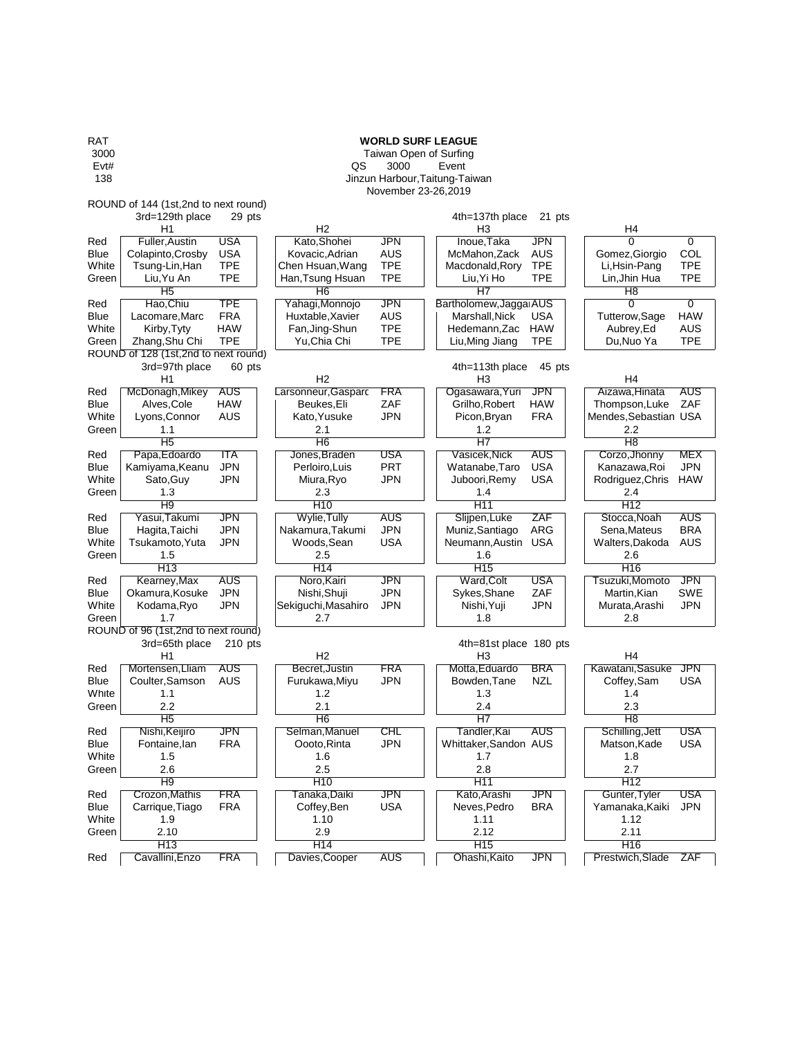RAT 3000 Evt# 138

**WORLD SURF LEAGUE**

Taiwan Open of Surfing

QS 3000 Event

Jinzun Harbour,Taitung-Taiwan

November 23-26,2019

ROUND of 144 (1st,2nd to next round)

3rd=129th place 29 pts | 4th=137th place 21 pts

| | H1 | | H2 | | H3 | | H4 | |
|---|---|---|---|---|---|---|---|---|
| Red | Fuller,Austin | USA | Kato,Shohei | JPN | Inoue,Taka | JPN | 0 | 0 |
| Blue | Colapinto,Crosby | USA | Kovacic,Adrian | AUS | McMahon,Zack | AUS | Gomez,Giorgio | COL |
| White | Tsung-Lin,Han | TPE | Chen Hsuan,Wang | TPE | Macdonald,Rory | TPE | Li,Hsin-Pang | TPE |
| Green | Liu,Yu An | TPE | Han,Tsung Hsuan | TPE | Liu,Yi Ho | TPE | Lin,Jhin Hua | TPE |
| | H5 | | H6 | | H7 | | H8 | |
| Red | Hao,Chiu | TPE | Yahagi,Monnojo | JPN | Bartholomew,Jaggai | AUS | 0 | 0 |
| Blue | Lacomare,Marc | FRA | Huxtable,Xavier | AUS | Marshall,Nick | USA | Tutterow,Sage | HAW |
| White | Kirby,Tyty | HAW | Fan,Jing-Shun | TPE | Hedemann,Zac | HAW | Aubrey,Ed | AUS |
| Green | Zhang,Shu Chi | TPE | Yu,Chia Chi | TPE | Liu,Ming Jiang | TPE | Du,Nuo Ya | TPE |

ROUND of 128 (1st,2nd to next round)

3rd=97th place 60 pts | 4th=113th place 45 pts

| | H1 | | H2 | | H3 | | H4 | |
|---|---|---|---|---|---|---|---|---|
| Red | McDonagh,Mikey | AUS | Larsonneur,Gasparc | FRA | Ogasawara,Yuri | JPN | Aizawa,Hinata | AUS |
| Blue | Alves,Cole | HAW | Beukes,Eli | ZAF | Grilho,Robert | HAW | Thompson,Luke | ZAF |
| White | Lyons,Connor | AUS | Kato,Yusuke | JPN | Picon,Bryan | FRA | Mendes,Sebastian | USA |
| Green | 1.1 | | 2.1 | | 1.2 | | 2.2 | |
| | H5 | | H6 | | H7 | | H8 | |
| Red | Papa,Edoardo | ITA | Jones,Braden | USA | Vasicek,Nick | AUS | Corzo,Jhonny | MEX |
| Blue | Kamiyama,Keanu | JPN | Perloiro,Luis | PRT | Watanabe,Taro | USA | Kanazawa,Roi | JPN |
| White | Sato,Guy | JPN | Miura,Ryo | JPN | Juboori,Remy | USA | Rodriguez,Chris | HAW |
| Green | 1.3 | | 2.3 | | 1.4 | | 2.4 | |
| | H9 | | H10 | | H11 | | H12 | |
| Red | Yasui,Takumi | JPN | Wylie,Tully | AUS | Slijpen,Luke | ZAF | Stocca,Noah | AUS |
| Blue | Hagita,Taichi | JPN | Nakamura,Takumi | JPN | Muniz,Santiago | ARG | Sena,Mateus | BRA |
| White | Tsukamoto,Yuta | JPN | Woods,Sean | USA | Neumann,Austin | USA | Walters,Dakoda | AUS |
| Green | 1.5 | | 2.5 | | 1.6 | | 2.6 | |
| | H13 | | H14 | | H15 | | H16 | |
| Red | Kearney,Max | AUS | Noro,Kairi | JPN | Ward,Colt | USA | Tsuzuki,Momoto | JPN |
| Blue | Okamura,Kosuke | JPN | Nishi,Shuji | JPN | Sykes,Shane | ZAF | Martin,Kian | SWE |
| White | Kodama,Ryo | JPN | Sekiguchi,Masahiro | JPN | Nishi,Yuji | JPN | Murata,Arashi | JPN |
| Green | 1.7 | | 2.7 | | 1.8 | | 2.8 | |

ROUND of 96 (1st,2nd to next round)

3rd=65th place 210 pts | 4th=81st place 180 pts

| | H1 | | H2 | | H3 | | H4 | |
|---|---|---|---|---|---|---|---|---|
| Red | Mortensen,Lliam | AUS | Becret,Justin | FRA | Motta,Eduardo | BRA | Kawatani,Sasuke | JPN |
| Blue | Coulter,Samson | AUS | Furukawa,Miyu | JPN | Bowden,Tane | NZL | Coffey,Sam | USA |
| White | 1.1 | | 1.2 | | 1.3 | | 1.4 | |
| Green | 2.2 | | 2.1 | | 2.4 | | 2.3 | |
| | H5 | | H6 | | H7 | | H8 | |
| Red | Nishi,Keijiro | JPN | Selman,Manuel | CHL | Tandler,Kai | AUS | Schilling,Jett | USA |
| Blue | Fontaine,Ian | FRA | Oooto,Rinta | JPN | Whittaker,Sandon | AUS | Matson,Kade | USA |
| White | 1.5 | | 1.6 | | 1.7 | | 1.8 | |
| Green | 2.6 | | 2.5 | | 2.8 | | 2.7 | |
| | H9 | | H10 | | H11 | | H12 | |
| Red | Crozon,Mathis | FRA | Tanaka,Daiki | JPN | Kato,Arashi | JPN | Gunter,Tyler | USA |
| Blue | Carrique,Tiago | FRA | Coffey,Ben | USA | Neves,Pedro | BRA | Yamanaka,Kaiki | JPN |
| White | 1.9 | | 1.10 | | 1.11 | | 1.12 | |
| Green | 2.10 | | 2.9 | | 2.12 | | 2.11 | |
| | H13 | | H14 | | H15 | | H16 | |
| Red | Cavallini,Enzo | FRA | Davies,Cooper | AUS | Ohashi,Kaito | JPN | Prestwich,Slade | ZAF |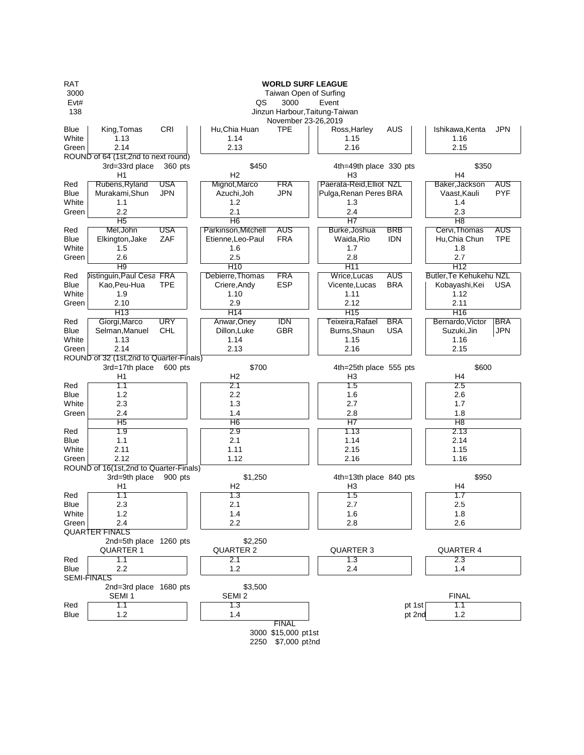RAT
3000
Evt#
138

**WORLD SURF LEAGUE**
Taiwan Open of Surfing
QS 3000 Event
Jinzun Harbour,Taitung-Taiwan
November 23-26,2019

| | | | | |
|---|---|---|---|---|
| Blue | King,Tomas CRI | Hu,Chia Huan TPE | Ross,Harley AUS | Ishikawa,Kenta JPN |
| White | 1.13 | 1.14 | 1.15 | 1.16 |
| Green | 2.14 | 2.13 | 2.16 | 2.15 |

ROUND of 64 (1st,2nd to next round)

3rd=33rd place 360 pts $450 4th=49th place 330 pts $350

| | H1 | H2 | H3 | H4 |
|---|---|---|---|---|
| Red | Rubens,Ryland USA | Mignot,Marco FRA | Paerata-Reid,Elliot NZL | Baker,Jackson AUS |
| Blue | Murakami,Shun JPN | Azuchi,Joh JPN | Pulga,Renan Peres BRA | Vaast,Kauli PYF |
| White | 1.1 | 1.2 | 1.3 | 1.4 |
| Green | 2.2 | 2.1 | 2.4 | 2.3 |
| | **H5** | **H6** | **H7** | **H8** |
| Red | Mel,John USA | Parkinson,Mitchell AUS | Burke,Joshua BRB | Cervi,Thomas AUS |
| Blue | Elkington,Jake ZAF | Etienne,Leo-Paul FRA | Waida,Rio IDN | Hu,Chia Chun TPE |
| White | 1.5 | 1.6 | 1.7 | 1.8 |
| Green | 2.6 | 2.5 | 2.8 | 2.7 |
| | **H9** | **H10** | **H11** | **H12** |
| Red | Distinguin,Paul Cesa FRA | Debierre,Thomas FRA | Wrice,Lucas AUS | Butler,Te Kehukehu NZL |
| Blue | Kao,Peu-Hua TPE | Criere,Andy ESP | Vicente,Lucas BRA | Kobayashi,Kei USA |
| White | 1.9 | 1.10 | 1.11 | 1.12 |
| Green | 2.10 | 2.9 | 2.12 | 2.11 |
| | **H13** | **H14** | **H15** | **H16** |
| Red | Giorgi,Marco URY | Anwar,Oney IDN | Teixeira,Rafael BRA | Bernardo,Victor BRA |
| Blue | Selman,Manuel CHL | Dillon,Luke GBR | Burns,Shaun USA | Suzuki,Jin JPN |
| White | 1.13 | 1.14 | 1.15 | 1.16 |
| Green | 2.14 | 2.13 | 2.16 | 2.15 |

ROUND of 32 (1st,2nd to Quarter-Finals)

3rd=17th place 600 pts $700 4th=25th place 555 pts $600

| | H1 | H2 | H3 | H4 |
|---|---|---|---|---|
| Red | 1.1 | 2.1 | 1.5 | 2.5 |
| Blue | 1.2 | 2.2 | 1.6 | 2.6 |
| White | 2.3 | 1.3 | 2.7 | 1.7 |
| Green | 2.4 | 1.4 | 2.8 | 1.8 |
| | **H5** | **H6** | **H7** | **H8** |
| Red | 1.9 | 2.9 | 1.13 | 2.13 |
| Blue | 1.1 | 2.1 | 1.14 | 2.14 |
| White | 2.11 | 1.11 | 2.15 | 1.15 |
| Green | 2.12 | 1.12 | 2.16 | 1.16 |

ROUND of 16(1st,2nd to Quarter-Finals)

3rd=9th place 900 pts $1,250 4th=13th place 840 pts $950

| | H1 | H2 | H3 | H4 |
|---|---|---|---|---|
| Red | 1.1 | 1.3 | 1.5 | 1.7 |
| Blue | 2.3 | 2.1 | 2.7 | 2.5 |
| White | 1.2 | 1.4 | 1.6 | 1.8 |
| Green | 2.4 | 2.2 | 2.8 | 2.6 |

QUARTER FINALS

2nd=5th place 1260 pts $2,250

| | QUARTER 1 | QUARTER 2 | QUARTER 3 | QUARTER 4 |
|---|---|---|---|---|
| Red | 1.1 | 2.1 | 1.3 | 2.3 |
| Blue | 2.2 | 1.2 | 2.4 | 1.4 |

SEMI-FINALS

2nd=3rd place 1680 pts $3,500

| | SEMI 1 | SEMI 2 | | FINAL |
|---|---|---|---|---|
| Red | 1.1 | 1.3 | pt 1st | 1.1 |
| Blue | 1.2 | 1.4 | pt 2nd | 1.2 |

FINAL
3000 $15,000 pt1st
2250 $7,000 pt2nd